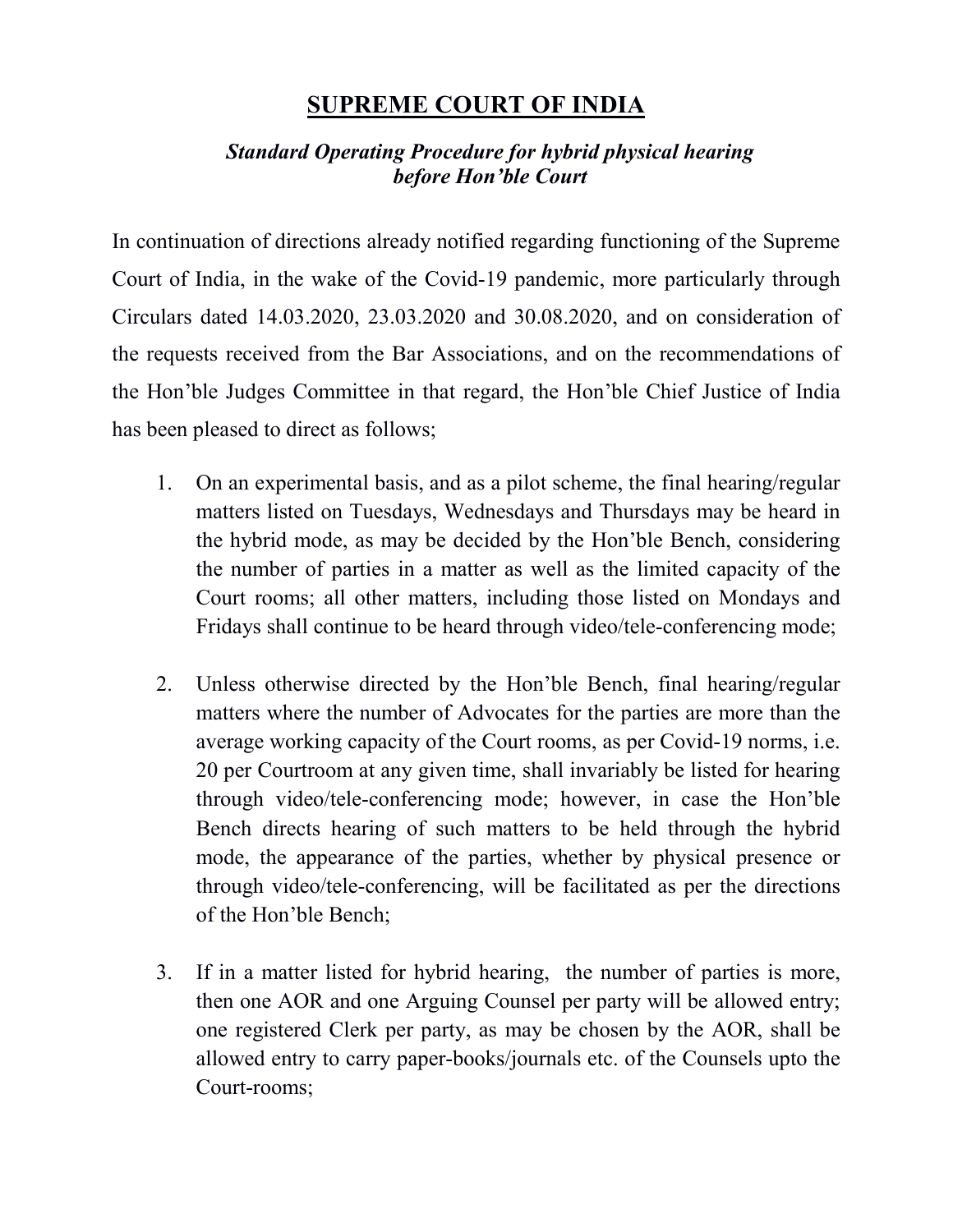# SUPREME COURT OF INDIA

***Standard Operating Procedure for hybrid physical hearing before Hon'ble Court***

In continuation of directions already notified regarding functioning of the Supreme Court of India, in the wake of the Covid-19 pandemic, more particularly through Circulars dated 14.03.2020, 23.03.2020 and 30.08.2020, and on consideration of the requests received from the Bar Associations, and on the recommendations of the Hon'ble Judges Committee in that regard, the Hon'ble Chief Justice of India has been pleased to direct as follows;

1. On an experimental basis, and as a pilot scheme, the final hearing/regular matters listed on Tuesdays, Wednesdays and Thursdays may be heard in the hybrid mode, as may be decided by the Hon'ble Bench, considering the number of parties in a matter as well as the limited capacity of the Court rooms; all other matters, including those listed on Mondays and Fridays shall continue to be heard through video/tele-conferencing mode;

2. Unless otherwise directed by the Hon'ble Bench, final hearing/regular matters where the number of Advocates for the parties are more than the average working capacity of the Court rooms, as per Covid-19 norms, i.e. 20 per Courtroom at any given time, shall invariably be listed for hearing through video/tele-conferencing mode; however, in case the Hon'ble Bench directs hearing of such matters to be held through the hybrid mode, the appearance of the parties, whether by physical presence or through video/tele-conferencing, will be facilitated as per the directions of the Hon'ble Bench;

3. If in a matter listed for hybrid hearing, the number of parties is more, then one AOR and one Arguing Counsel per party will be allowed entry; one registered Clerk per party, as may be chosen by the AOR, shall be allowed entry to carry paper-books/journals etc. of the Counsels upto the Court-rooms;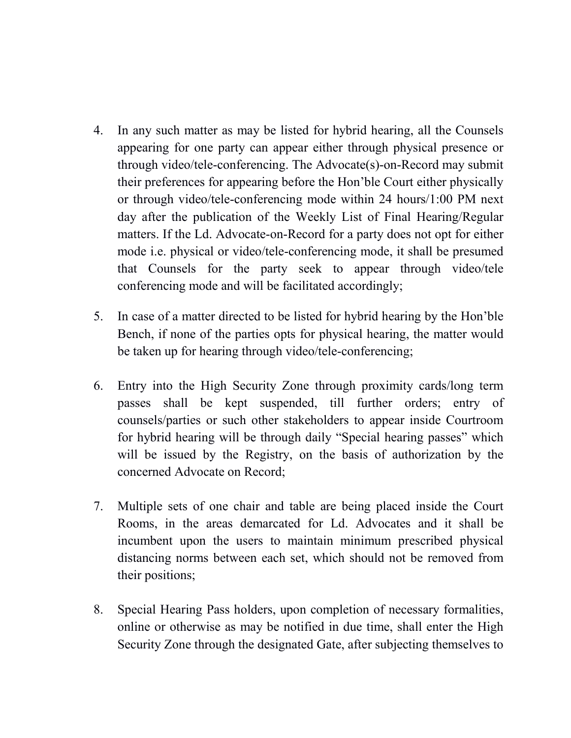4. In any such matter as may be listed for hybrid hearing, all the Counsels appearing for one party can appear either through physical presence or through video/tele-conferencing. The Advocate(s)-on-Record may submit their preferences for appearing before the Hon'ble Court either physically or through video/tele-conferencing mode within 24 hours/1:00 PM next day after the publication of the Weekly List of Final Hearing/Regular matters. If the Ld. Advocate-on-Record for a party does not opt for either mode i.e. physical or video/tele-conferencing mode, it shall be presumed that Counsels for the party seek to appear through video/tele conferencing mode and will be facilitated accordingly;

5. In case of a matter directed to be listed for hybrid hearing by the Hon'ble Bench, if none of the parties opts for physical hearing, the matter would be taken up for hearing through video/tele-conferencing;

6. Entry into the High Security Zone through proximity cards/long term passes shall be kept suspended, till further orders; entry of counsels/parties or such other stakeholders to appear inside Courtroom for hybrid hearing will be through daily "Special hearing passes" which will be issued by the Registry, on the basis of authorization by the concerned Advocate on Record;

7. Multiple sets of one chair and table are being placed inside the Court Rooms, in the areas demarcated for Ld. Advocates and it shall be incumbent upon the users to maintain minimum prescribed physical distancing norms between each set, which should not be removed from their positions;

8. Special Hearing Pass holders, upon completion of necessary formalities, online or otherwise as may be notified in due time, shall enter the High Security Zone through the designated Gate, after subjecting themselves to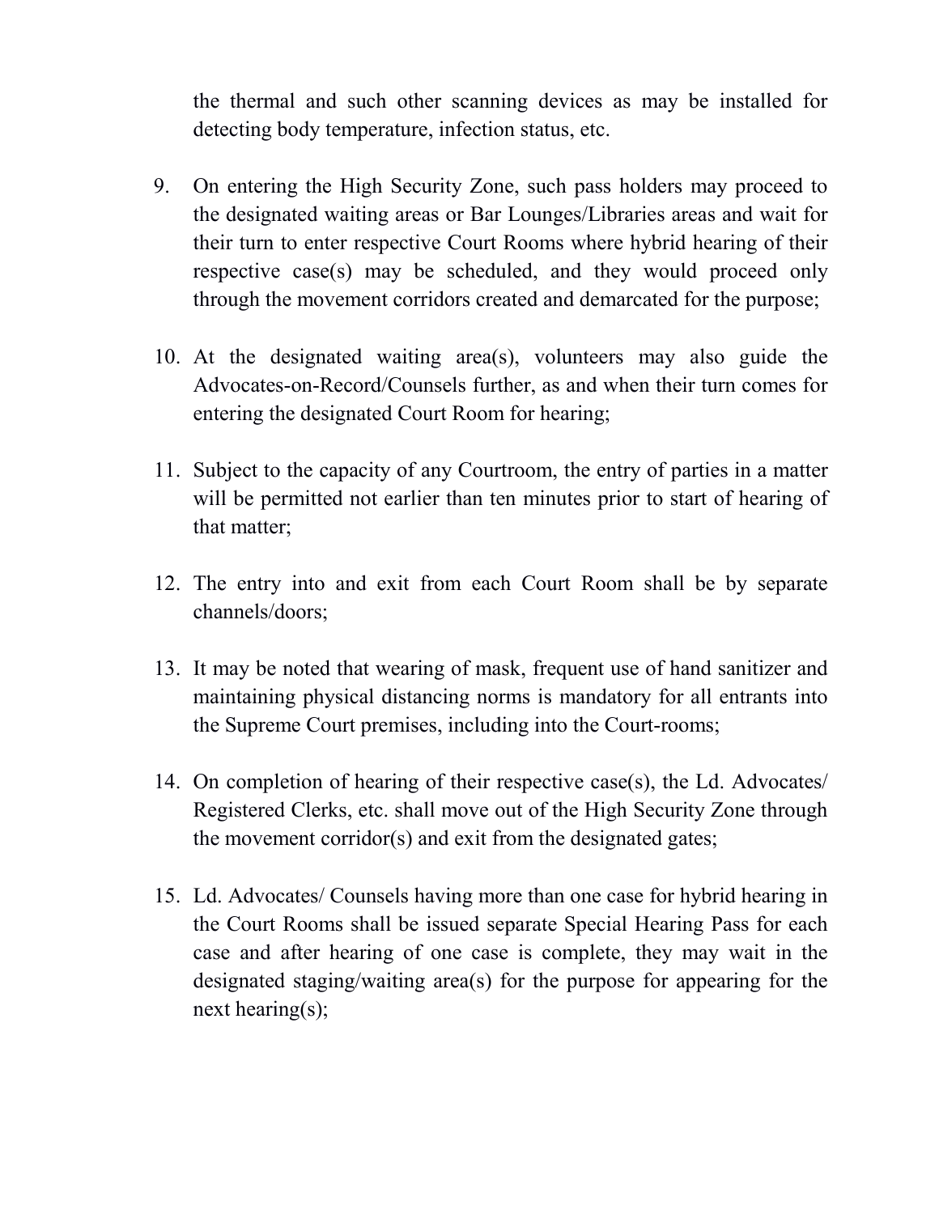the thermal and such other scanning devices as may be installed for detecting body temperature, infection status, etc.

9. On entering the High Security Zone, such pass holders may proceed to the designated waiting areas or Bar Lounges/Libraries areas and wait for their turn to enter respective Court Rooms where hybrid hearing of their respective case(s) may be scheduled, and they would proceed only through the movement corridors created and demarcated for the purpose;

10. At the designated waiting area(s), volunteers may also guide the Advocates-on-Record/Counsels further, as and when their turn comes for entering the designated Court Room for hearing;

11. Subject to the capacity of any Courtroom, the entry of parties in a matter will be permitted not earlier than ten minutes prior to start of hearing of that matter;

12. The entry into and exit from each Court Room shall be by separate channels/doors;

13. It may be noted that wearing of mask, frequent use of hand sanitizer and maintaining physical distancing norms is mandatory for all entrants into the Supreme Court premises, including into the Court-rooms;

14. On completion of hearing of their respective case(s), the Ld. Advocates/ Registered Clerks, etc. shall move out of the High Security Zone through the movement corridor(s) and exit from the designated gates;

15. Ld. Advocates/ Counsels having more than one case for hybrid hearing in the Court Rooms shall be issued separate Special Hearing Pass for each case and after hearing of one case is complete, they may wait in the designated staging/waiting area(s) for the purpose for appearing for the next hearing(s);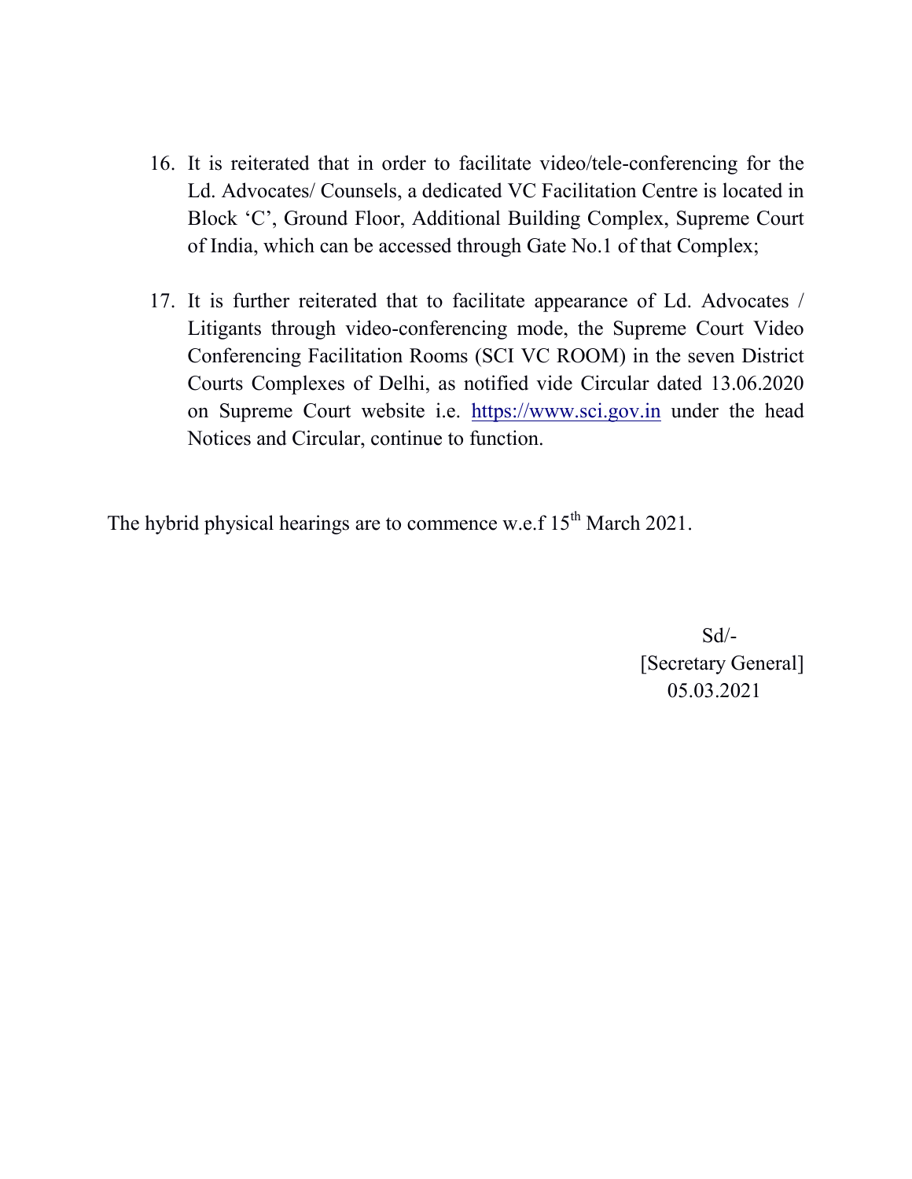16. It is reiterated that in order to facilitate video/tele-conferencing for the Ld. Advocates/ Counsels, a dedicated VC Facilitation Centre is located in Block 'C', Ground Floor, Additional Building Complex, Supreme Court of India, which can be accessed through Gate No.1 of that Complex;

17. It is further reiterated that to facilitate appearance of Ld. Advocates / Litigants through video-conferencing mode, the Supreme Court Video Conferencing Facilitation Rooms (SCI VC ROOM) in the seven District Courts Complexes of Delhi, as notified vide Circular dated 13.06.2020 on Supreme Court website i.e. https://www.sci.gov.in under the head Notices and Circular, continue to function.

The hybrid physical hearings are to commence w.e.f 15th March 2021.

Sd/-
[Secretary General]
05.03.2021